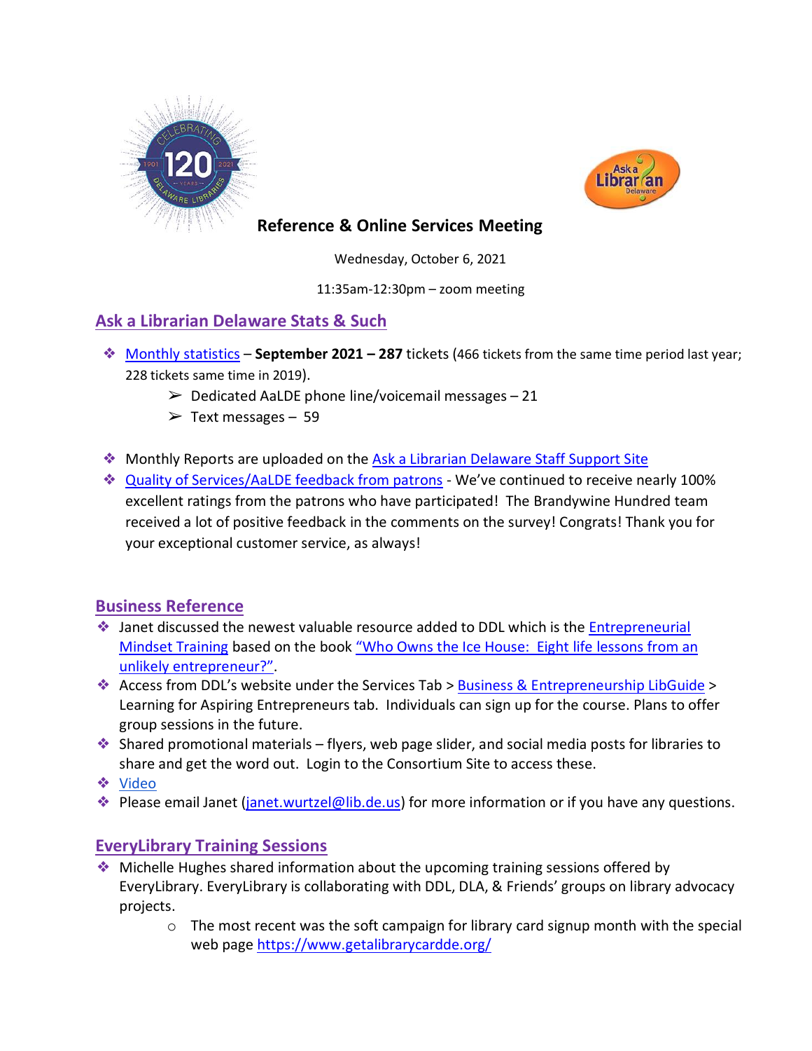# Reference & Online Services Meeting

Wednesday, October 6, 2021

11:35am-12:30pm – zoom meeting

## Ask a Librarian Delaware Stats & Such

- Monthly statistics – **September 2021 – 287** tickets (466 tickets from the same time period last year; 228 tickets same time in 2019).
  - Dedicated AaLDE phone line/voicemail messages – 21
  - Text messages – 59
- Monthly Reports are uploaded on the Ask a Librarian Delaware Staff Support Site
- Quality of Services/AaLDE feedback from patrons - We've continued to receive nearly 100% excellent ratings from the patrons who have participated! The Brandywine Hundred team received a lot of positive feedback in the comments on the survey! Congrats! Thank you for your exceptional customer service, as always!

## Business Reference

- Janet discussed the newest valuable resource added to DDL which is the Entrepreneurial Mindset Training based on the book "Who Owns the Ice House: Eight life lessons from an unlikely entrepreneur?".
- Access from DDL's website under the Services Tab > Business & Entrepreneurship LibGuide > Learning for Aspiring Entrepreneurs tab. Individuals can sign up for the course. Plans to offer group sessions in the future.
- Shared promotional materials – flyers, web page slider, and social media posts for libraries to share and get the word out. Login to the Consortium Site to access these.
- Video
- Please email Janet (janet.wurtzel@lib.de.us) for more information or if you have any questions.

## EveryLibrary Training Sessions

- Michelle Hughes shared information about the upcoming training sessions offered by EveryLibrary. EveryLibrary is collaborating with DDL, DLA, & Friends' groups on library advocacy projects.
  - The most recent was the soft campaign for library card signup month with the special web page https://www.getalibrarycardde.org/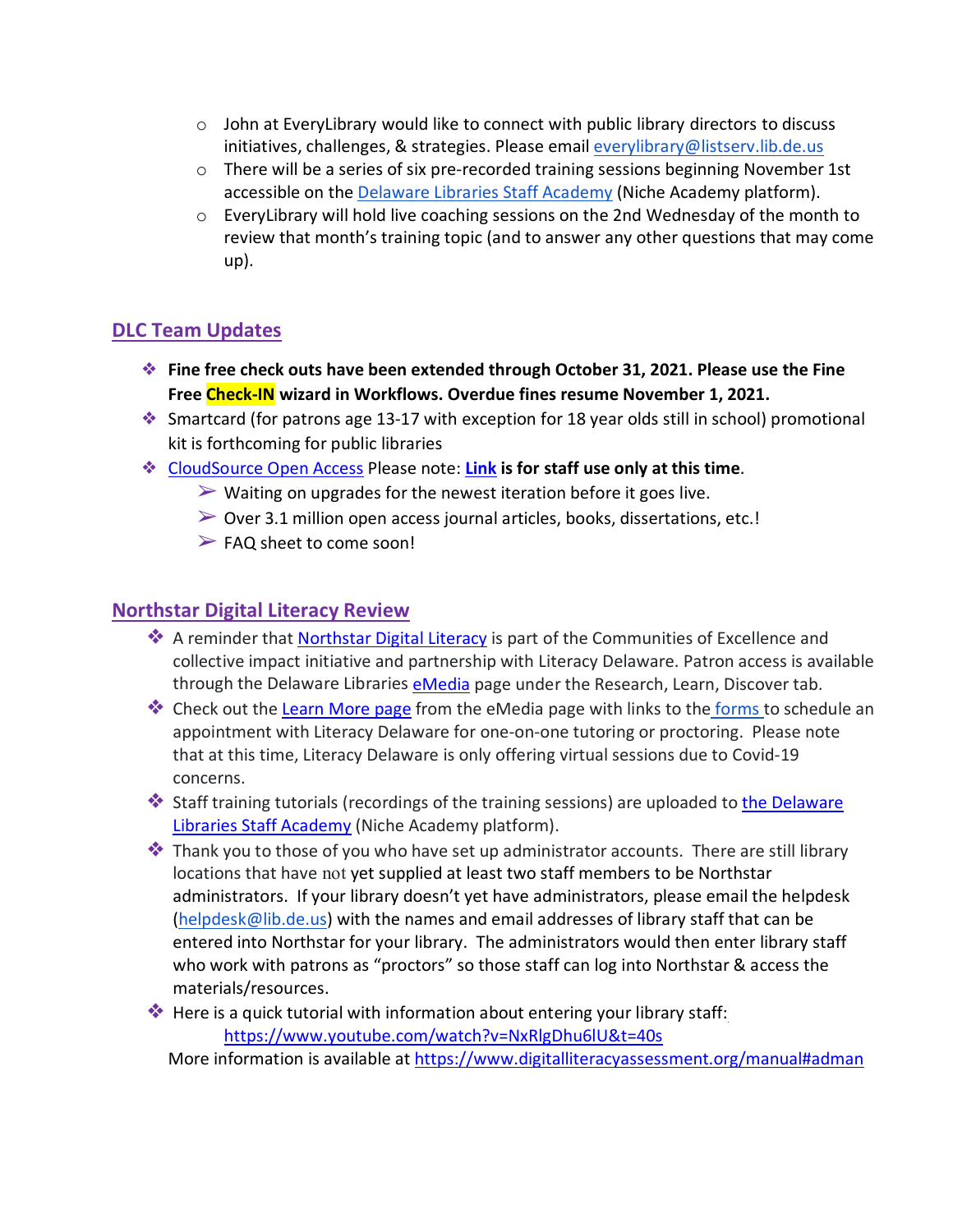- John at EveryLibrary would like to connect with public library directors to discuss initiatives, challenges, & strategies. Please email everylibrary@listserv.lib.de.us
- There will be a series of six pre-recorded training sessions beginning November 1st accessible on the Delaware Libraries Staff Academy (Niche Academy platform).
- EveryLibrary will hold live coaching sessions on the 2nd Wednesday of the month to review that month's training topic (and to answer any other questions that may come up).

## DLC Team Updates

- **Fine free check outs have been extended through October 31, 2021. Please use the Fine Free Check-IN wizard in Workflows. Overdue fines resume November 1, 2021.**
- Smartcard (for patrons age 13-17 with exception for 18 year olds still in school) promotional kit is forthcoming for public libraries
- CloudSource Open Access Please note: **Link is for staff use only at this time**.
  - Waiting on upgrades for the newest iteration before it goes live.
  - Over 3.1 million open access journal articles, books, dissertations, etc.!
  - FAQ sheet to come soon!

## Northstar Digital Literacy Review

- A reminder that Northstar Digital Literacy is part of the Communities of Excellence and collective impact initiative and partnership with Literacy Delaware. Patron access is available through the Delaware Libraries eMedia page under the Research, Learn, Discover tab.
- Check out the Learn More page from the eMedia page with links to the forms to schedule an appointment with Literacy Delaware for one-on-one tutoring or proctoring. Please note that at this time, Literacy Delaware is only offering virtual sessions due to Covid-19 concerns.
- Staff training tutorials (recordings of the training sessions) are uploaded to the Delaware Libraries Staff Academy (Niche Academy platform).
- Thank you to those of you who have set up administrator accounts. There are still library locations that have not yet supplied at least two staff members to be Northstar administrators. If your library doesn't yet have administrators, please email the helpdesk (helpdesk@lib.de.us) with the names and email addresses of library staff that can be entered into Northstar for your library. The administrators would then enter library staff who work with patrons as "proctors" so those staff can log into Northstar & access the materials/resources.
- Here is a quick tutorial with information about entering your library staff:
  https://www.youtube.com/watch?v=NxRlgDhu6lU&t=40s
  More information is available at https://www.digitalliteracyassessment.org/manual#adman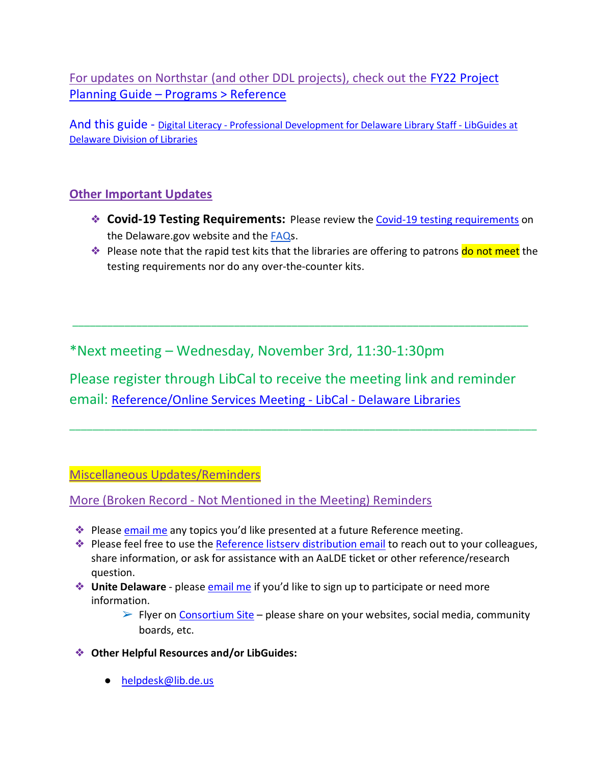For updates on Northstar (and other DDL projects), check out the FY22 Project Planning Guide – Programs > Reference

And this guide - Digital Literacy - Professional Development for Delaware Library Staff - LibGuides at Delaware Division of Libraries

## Other Important Updates

- **Covid-19 Testing Requirements:** Please review the Covid-19 testing requirements on the Delaware.gov website and the FAQs.
- Please note that the rapid test kits that the libraries are offering to patrons do not meet the testing requirements nor do any over-the-counter kits.

---

*Next meeting – Wednesday, November 3rd, 11:30-1:30pm

Please register through LibCal to receive the meeting link and reminder email: Reference/Online Services Meeting - LibCal - Delaware Libraries

---

## Miscellaneous Updates/Reminders

### More (Broken Record - Not Mentioned in the Meeting) Reminders

- Please email me any topics you'd like presented at a future Reference meeting.
- Please feel free to use the Reference listserv distribution email to reach out to your colleagues, share information, or ask for assistance with an AaLDE ticket or other reference/research question.
- **Unite Delaware** - please email me if you'd like to sign up to participate or need more information.
  - Flyer on Consortium Site – please share on your websites, social media, community boards, etc.
- **Other Helpful Resources and/or LibGuides:**
  - helpdesk@lib.de.us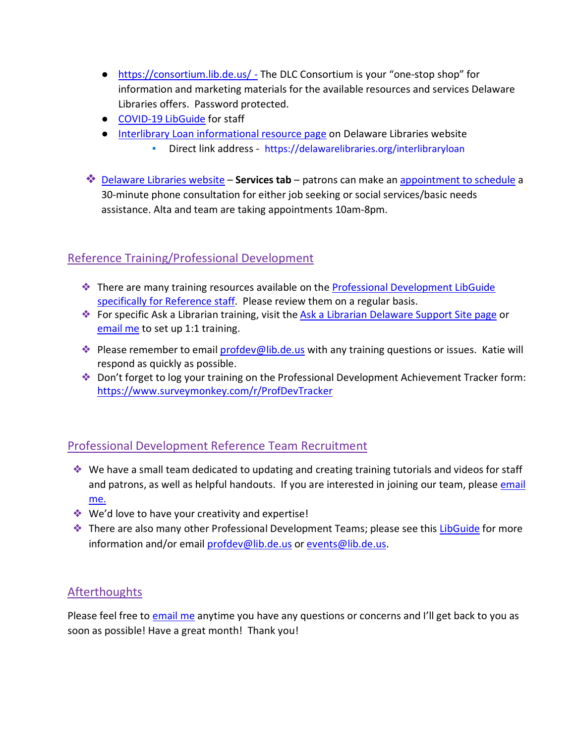- https://consortium.lib.de.us/ - The DLC Consortium is your "one-stop shop" for information and marketing materials for the available resources and services Delaware Libraries offers. Password protected.
- COVID-19 LibGuide for staff
- Interlibrary Loan informational resource page on Delaware Libraries website
    - Direct link address - https://delawarelibraries.org/interlibraryloan

- Delaware Libraries website – **Services tab** – patrons can make an appointment to schedule a 30-minute phone consultation for either job seeking or social services/basic needs assistance. Alta and team are taking appointments 10am-8pm.

## Reference Training/Professional Development

- There are many training resources available on the Professional Development LibGuide specifically for Reference staff. Please review them on a regular basis.
- For specific Ask a Librarian training, visit the Ask a Librarian Delaware Support Site page or email me to set up 1:1 training.
- Please remember to email profdev@lib.de.us with any training questions or issues. Katie will respond as quickly as possible.
- Don't forget to log your training on the Professional Development Achievement Tracker form: https://www.surveymonkey.com/r/ProfDevTracker

## Professional Development Reference Team Recruitment

- We have a small team dedicated to updating and creating training tutorials and videos for staff and patrons, as well as helpful handouts. If you are interested in joining our team, please email me.
- We'd love to have your creativity and expertise!
- There are also many other Professional Development Teams; please see this LibGuide for more information and/or email profdev@lib.de.us or events@lib.de.us.

## Afterthoughts

Please feel free to email me anytime you have any questions or concerns and I'll get back to you as soon as possible! Have a great month! Thank you!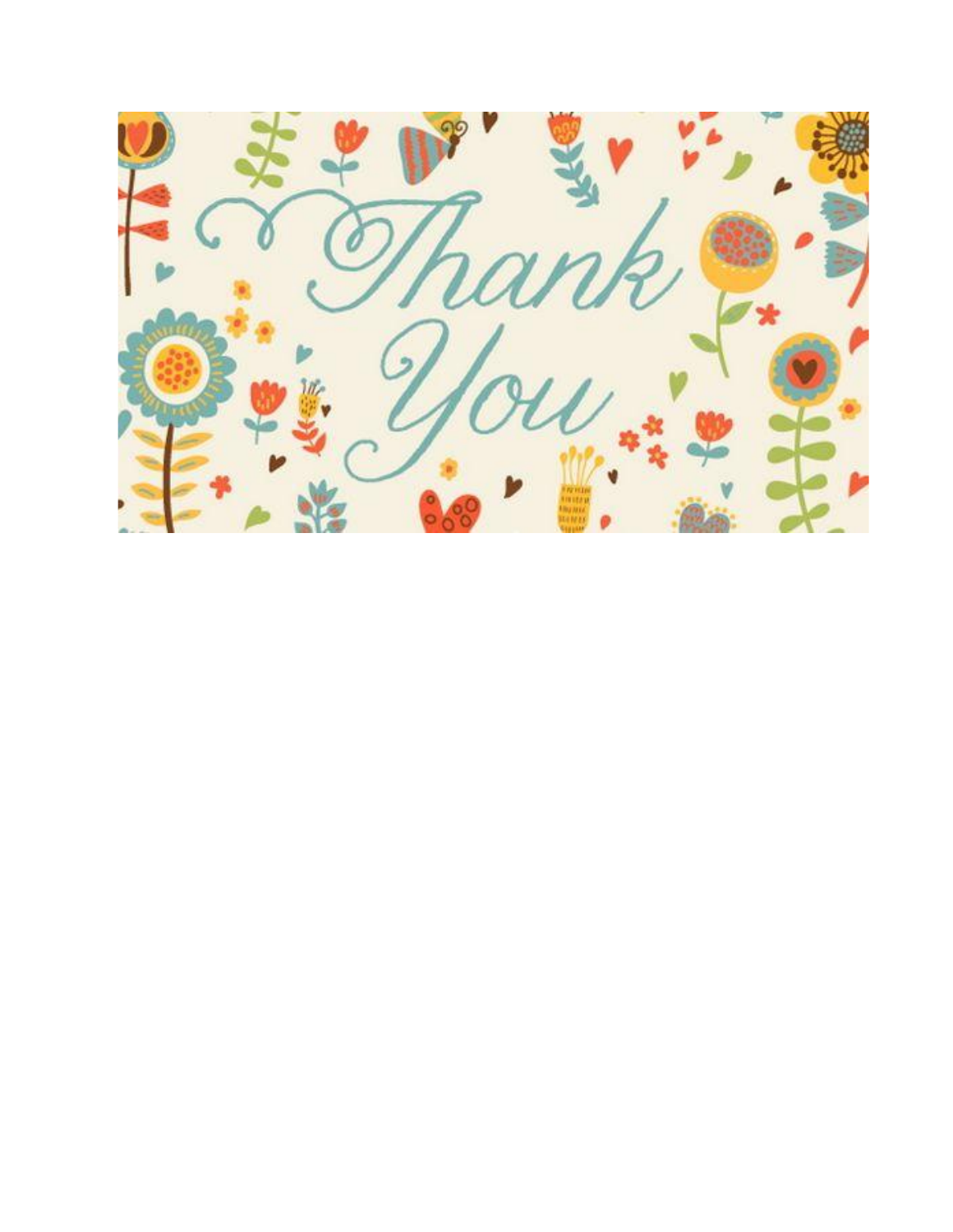Thank You